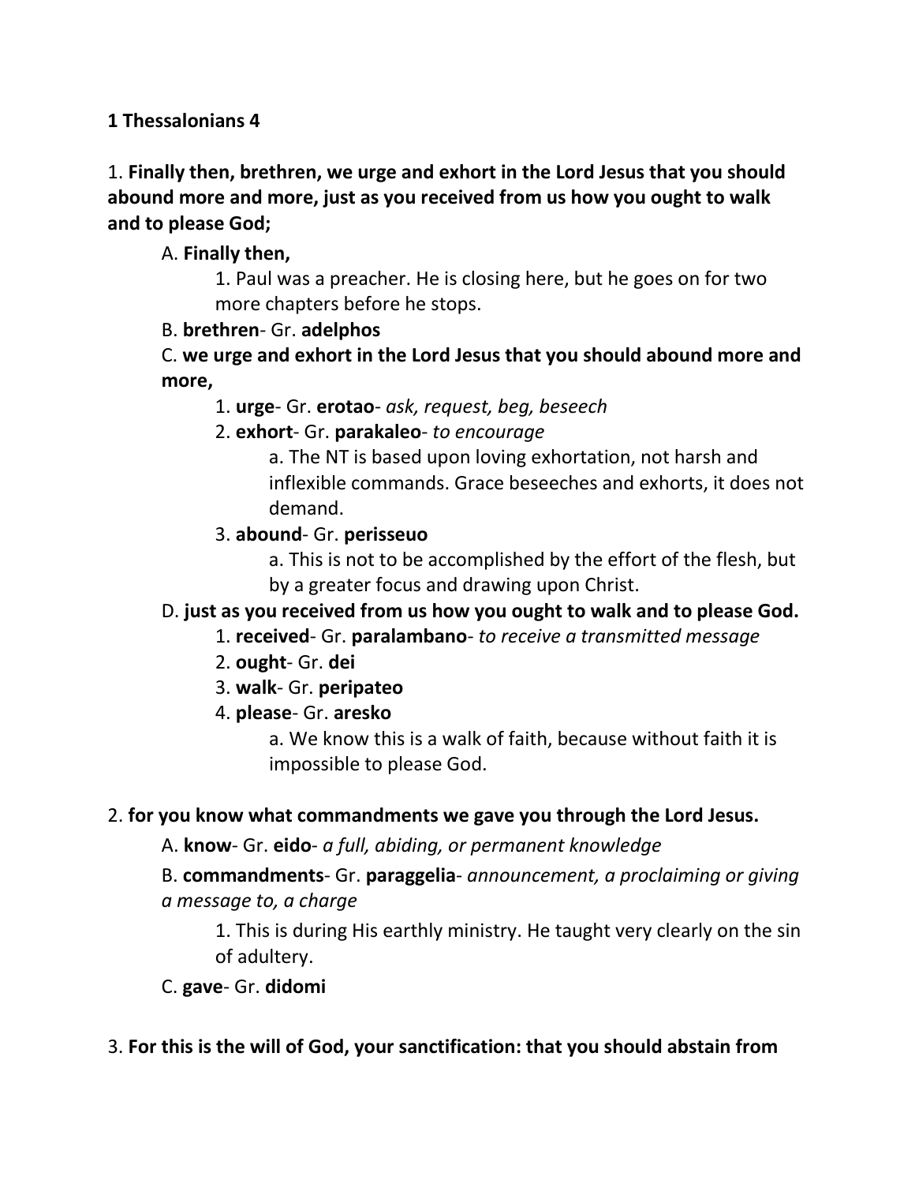**1 Thessalonians 4**

1. **Finally then, brethren, we urge and exhort in the Lord Jesus that you should abound more and more, just as you received from us how you ought to walk and to please God;**

   A. **Finally then,**

      1. Paul was a preacher. He is closing here, but he goes on for two more chapters before he stops.

   B. **brethren**- Gr. **adelphos**

   C. **we urge and exhort in the Lord Jesus that you should abound more and more,**

      1. **urge**- Gr. **erotao**- *ask, request, beg, beseech*

      2. **exhort**- Gr. **parakaleo**- *to encourage*

         a. The NT is based upon loving exhortation, not harsh and inflexible commands. Grace beseeches and exhorts, it does not demand.

      3. **abound**- Gr. **perisseuo**

         a. This is not to be accomplished by the effort of the flesh, but by a greater focus and drawing upon Christ.

   D. **just as you received from us how you ought to walk and to please God.**

      1. **received**- Gr. **paralambano**- *to receive a transmitted message*

      2. **ought**- Gr. **dei**

      3. **walk**- Gr. **peripateo**

      4. **please**- Gr. **aresko**

         a. We know this is a walk of faith, because without faith it is impossible to please God.

2. **for you know what commandments we gave you through the Lord Jesus.**

   A. **know**- Gr. **eido**- *a full, abiding, or permanent knowledge*

   B. **commandments**- Gr. **paraggelia**- *announcement, a proclaiming or giving a message to, a charge*

      1. This is during His earthly ministry. He taught very clearly on the sin of adultery.

   C. **gave**- Gr. **didomi**

3. **For this is the will of God, your sanctification: that you should abstain from**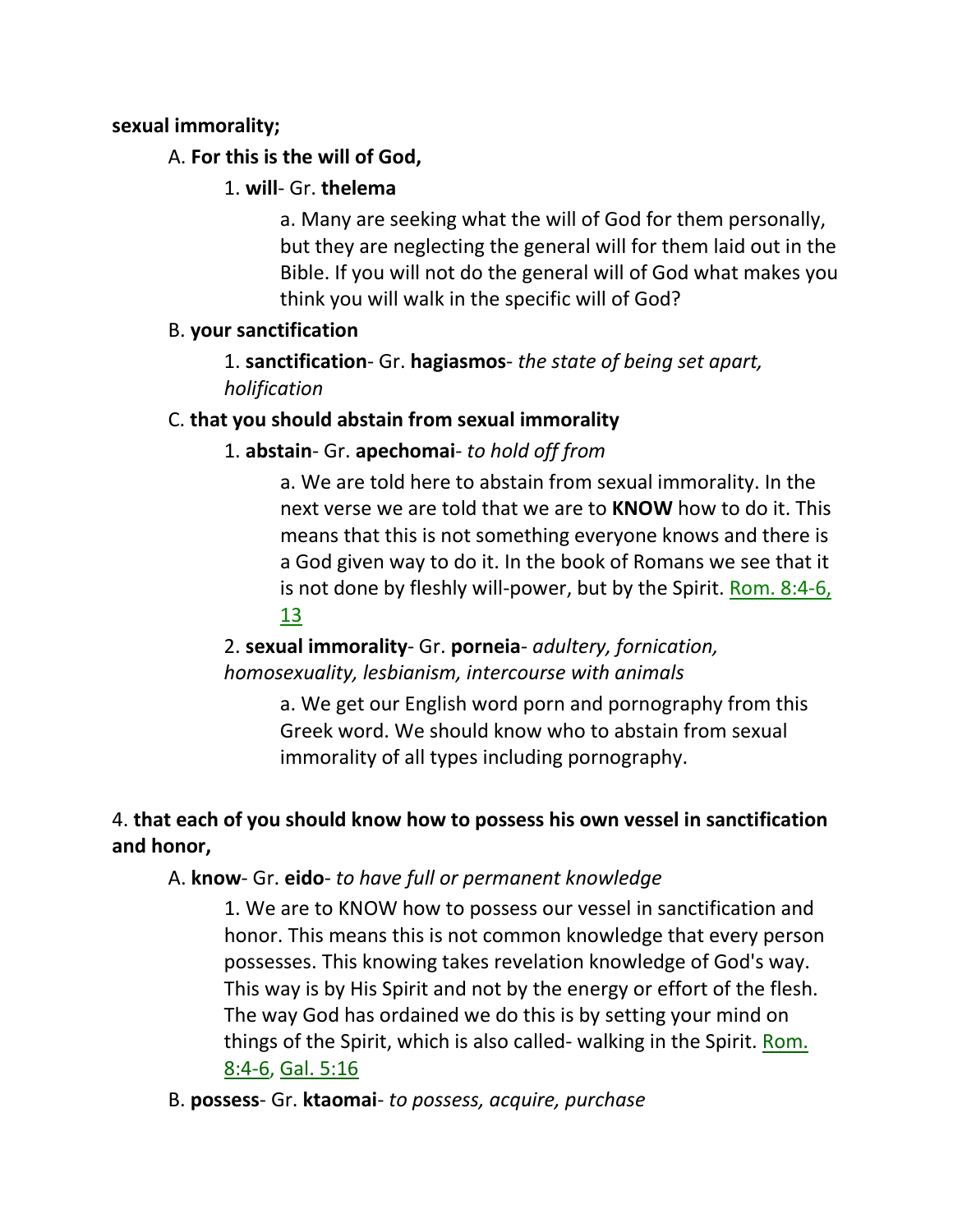**sexual immorality;**

A. **For this is the will of God,**

1. **will**- Gr. **thelema**

a. Many are seeking what the will of God for them personally, but they are neglecting the general will for them laid out in the Bible. If you will not do the general will of God what makes you think you will walk in the specific will of God?

B. **your sanctification**

1. **sanctification**- Gr. **hagiasmos**- *the state of being set apart, holification*

C. **that you should abstain from sexual immorality**

1. **abstain**- Gr. **apechomai**- *to hold off from*

a. We are told here to abstain from sexual immorality. In the next verse we are told that we are to **KNOW** how to do it. This means that this is not something everyone knows and there is a God given way to do it. In the book of Romans we see that it is not done by fleshly will-power, but by the Spirit. Rom. 8:4-6, 13

2. **sexual immorality**- Gr. **porneia**- *adultery, fornication, homosexuality, lesbianism, intercourse with animals*

a. We get our English word porn and pornography from this Greek word. We should know who to abstain from sexual immorality of all types including pornography.

4. **that each of you should know how to possess his own vessel in sanctification and honor,**

A. **know**- Gr. **eido**- *to have full or permanent knowledge*

1. We are to KNOW how to possess our vessel in sanctification and honor. This means this is not common knowledge that every person possesses. This knowing takes revelation knowledge of God's way. This way is by His Spirit and not by the energy or effort of the flesh. The way God has ordained we do this is by setting your mind on things of the Spirit, which is also called- walking in the Spirit. Rom. 8:4-6, Gal. 5:16

B. **possess**- Gr. **ktaomai**- *to possess, acquire, purchase*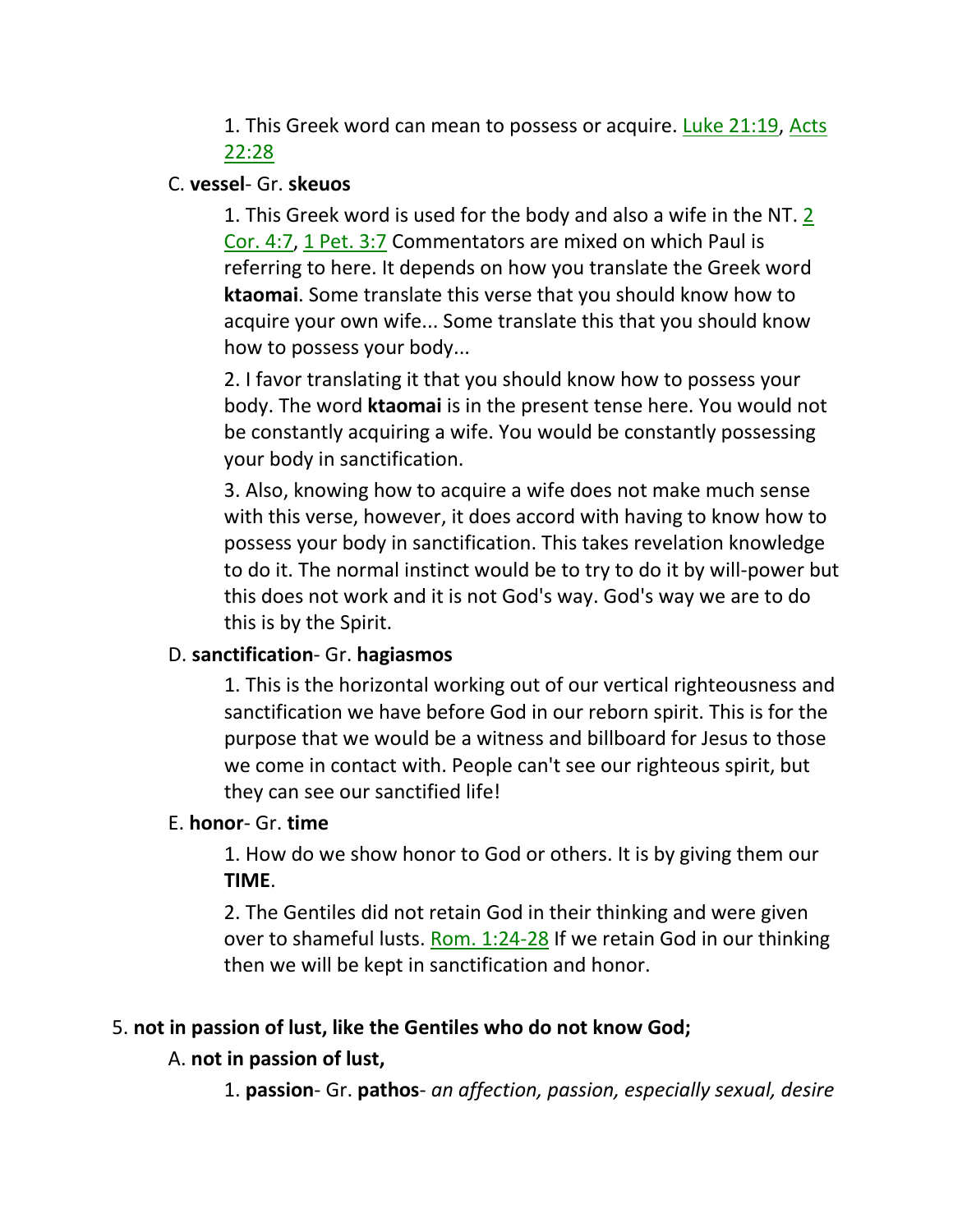1. This Greek word can mean to possess or acquire. Luke 21:19, Acts 22:28

C. **vessel**- Gr. **skeuos**

1. This Greek word is used for the body and also a wife in the NT. 2 Cor. 4:7, 1 Pet. 3:7 Commentators are mixed on which Paul is referring to here. It depends on how you translate the Greek word **ktaomai**. Some translate this verse that you should know how to acquire your own wife... Some translate this that you should know how to possess your body...

2. I favor translating it that you should know how to possess your body. The word **ktaomai** is in the present tense here. You would not be constantly acquiring a wife. You would be constantly possessing your body in sanctification.

3. Also, knowing how to acquire a wife does not make much sense with this verse, however, it does accord with having to know how to possess your body in sanctification. This takes revelation knowledge to do it. The normal instinct would be to try to do it by will-power but this does not work and it is not God's way. God's way we are to do this is by the Spirit.

D. **sanctification**- Gr. **hagiasmos**

1. This is the horizontal working out of our vertical righteousness and sanctification we have before God in our reborn spirit. This is for the purpose that we would be a witness and billboard for Jesus to those we come in contact with. People can't see our righteous spirit, but they can see our sanctified life!

E. **honor**- Gr. **time**

1. How do we show honor to God or others. It is by giving them our **TIME**.

2. The Gentiles did not retain God in their thinking and were given over to shameful lusts. Rom. 1:24-28 If we retain God in our thinking then we will be kept in sanctification and honor.

5. **not in passion of lust, like the Gentiles who do not know God;**

A. **not in passion of lust,**

1. **passion**- Gr. **pathos**- *an affection, passion, especially sexual, desire*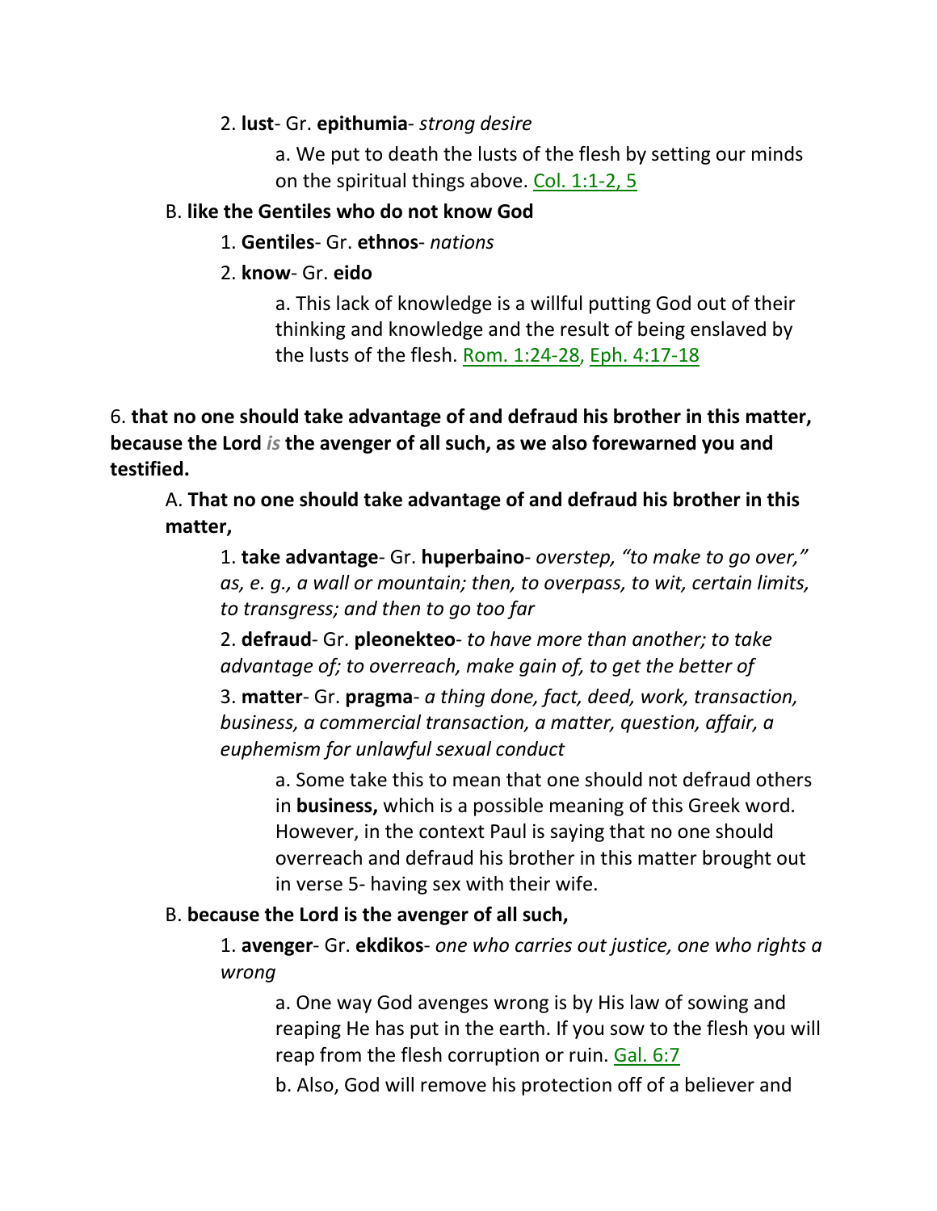2. **lust**- Gr. **epithumia**- *strong desire*

a. We put to death the lusts of the flesh by setting our minds on the spiritual things above. Col. 1:1-2, 5

B. **like the Gentiles who do not know God**

1. **Gentiles**- Gr. **ethnos**- *nations*

2. **know**- Gr. **eido**

a. This lack of knowledge is a willful putting God out of their thinking and knowledge and the result of being enslaved by the lusts of the flesh. Rom. 1:24-28, Eph. 4:17-18

6. **that no one should take advantage of and defraud his brother in this matter, because the Lord *is* the avenger of all such, as we also forewarned you and testified.**

A. **That no one should take advantage of and defraud his brother in this matter,**

1. **take advantage**- Gr. **huperbaino**- *overstep, "to make to go over," as, e. g., a wall or mountain; then, to overpass, to wit, certain limits, to transgress; and then to go too far*

2. **defraud**- Gr. **pleonekteo**- *to have more than another; to take advantage of; to overreach, make gain of, to get the better of*

3. **matter**- Gr. **pragma**- *a thing done, fact, deed, work, transaction, business, a commercial transaction, a matter, question, affair, a euphemism for unlawful sexual conduct*

a. Some take this to mean that one should not defraud others in **business,** which is a possible meaning of this Greek word. However, in the context Paul is saying that no one should overreach and defraud his brother in this matter brought out in verse 5- having sex with their wife.

B. **because the Lord is the avenger of all such,**

1. **avenger**- Gr. **ekdikos**- *one who carries out justice, one who rights a wrong*

a. One way God avenges wrong is by His law of sowing and reaping He has put in the earth. If you sow to the flesh you will reap from the flesh corruption or ruin. Gal. 6:7

b. Also, God will remove his protection off of a believer and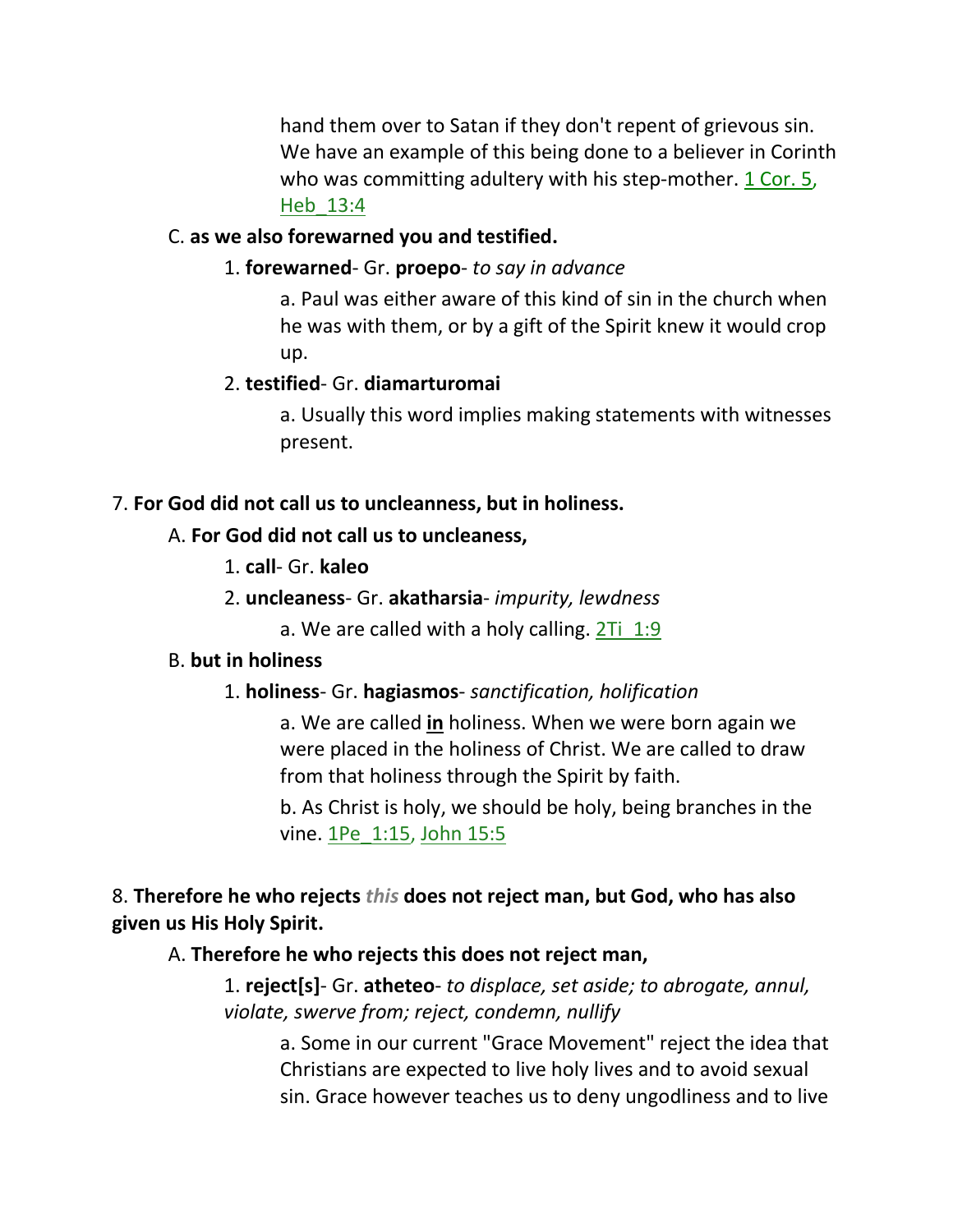hand them over to Satan if they don't repent of grievous sin. We have an example of this being done to a believer in Corinth who was committing adultery with his step-mother. 1 Cor. 5, Heb_13:4

C. **as we also forewarned you and testified.**

1. **forewarned**- Gr. **proepo**- *to say in advance*

a. Paul was either aware of this kind of sin in the church when he was with them, or by a gift of the Spirit knew it would crop up.

2. **testified**- Gr. **diamarturomai**

a. Usually this word implies making statements with witnesses present.

7. **For God did not call us to uncleanness, but in holiness.**

A. **For God did not call us to uncleanness,**

1. **call**- Gr. **kaleo**

2. **uncleaness**- Gr. **akatharsia**- *impurity, lewdness*

a. We are called with a holy calling. 2Ti_1:9

B. **but in holiness**

1. **holiness**- Gr. **hagiasmos**- *sanctification, holification*

a. We are called **in** holiness. When we were born again we were placed in the holiness of Christ. We are called to draw from that holiness through the Spirit by faith.

b. As Christ is holy, we should be holy, being branches in the vine. 1Pe_1:15, John 15:5

8. **Therefore he who rejects *this* does not reject man, but God, who has also given us His Holy Spirit.**

A. **Therefore he who rejects this does not reject man,**

1. **reject[s]**- Gr. **atheteo**- *to displace, set aside; to abrogate, annul, violate, swerve from; reject, condemn, nullify*

a. Some in our current "Grace Movement" reject the idea that Christians are expected to live holy lives and to avoid sexual sin. Grace however teaches us to deny ungodliness and to live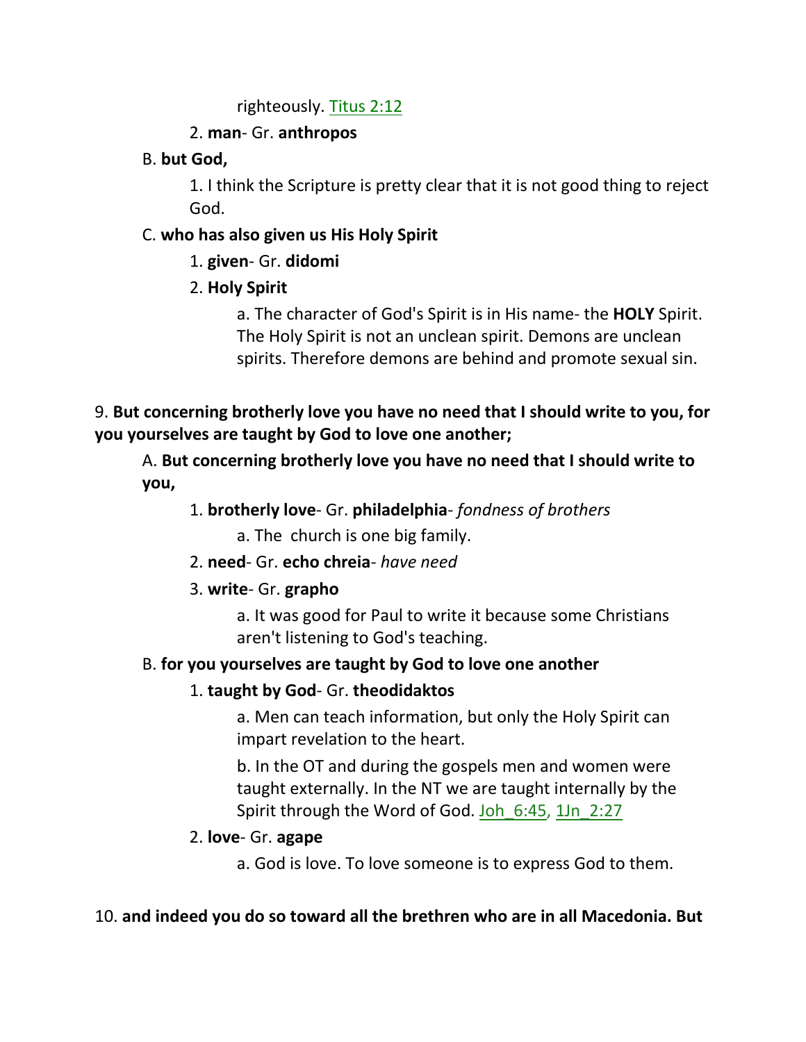righteously. Titus 2:12

2. **man**- Gr. **anthropos**

B. **but God,**

1. I think the Scripture is pretty clear that it is not good thing to reject God.

C. **who has also given us His Holy Spirit**

1. **given**- Gr. **didomi**

2. **Holy Spirit**

a. The character of God's Spirit is in His name- the **HOLY** Spirit. The Holy Spirit is not an unclean spirit. Demons are unclean spirits. Therefore demons are behind and promote sexual sin.

9. **But concerning brotherly love you have no need that I should write to you, for you yourselves are taught by God to love one another;**

A. **But concerning brotherly love you have no need that I should write to you,**

1. **brotherly love**- Gr. **philadelphia**- *fondness of brothers*

a. The church is one big family.

2. **need**- Gr. **echo chreia**- *have need*

3. **write**- Gr. **grapho**

a. It was good for Paul to write it because some Christians aren't listening to God's teaching.

B. **for you yourselves are taught by God to love one another**

1. **taught by God**- Gr. **theodidaktos**

a. Men can teach information, but only the Holy Spirit can impart revelation to the heart.

b. In the OT and during the gospels men and women were taught externally. In the NT we are taught internally by the Spirit through the Word of God. Joh_6:45, 1Jn_2:27

2. **love**- Gr. **agape**

a. God is love. To love someone is to express God to them.

10. **and indeed you do so toward all the brethren who are in all Macedonia. But**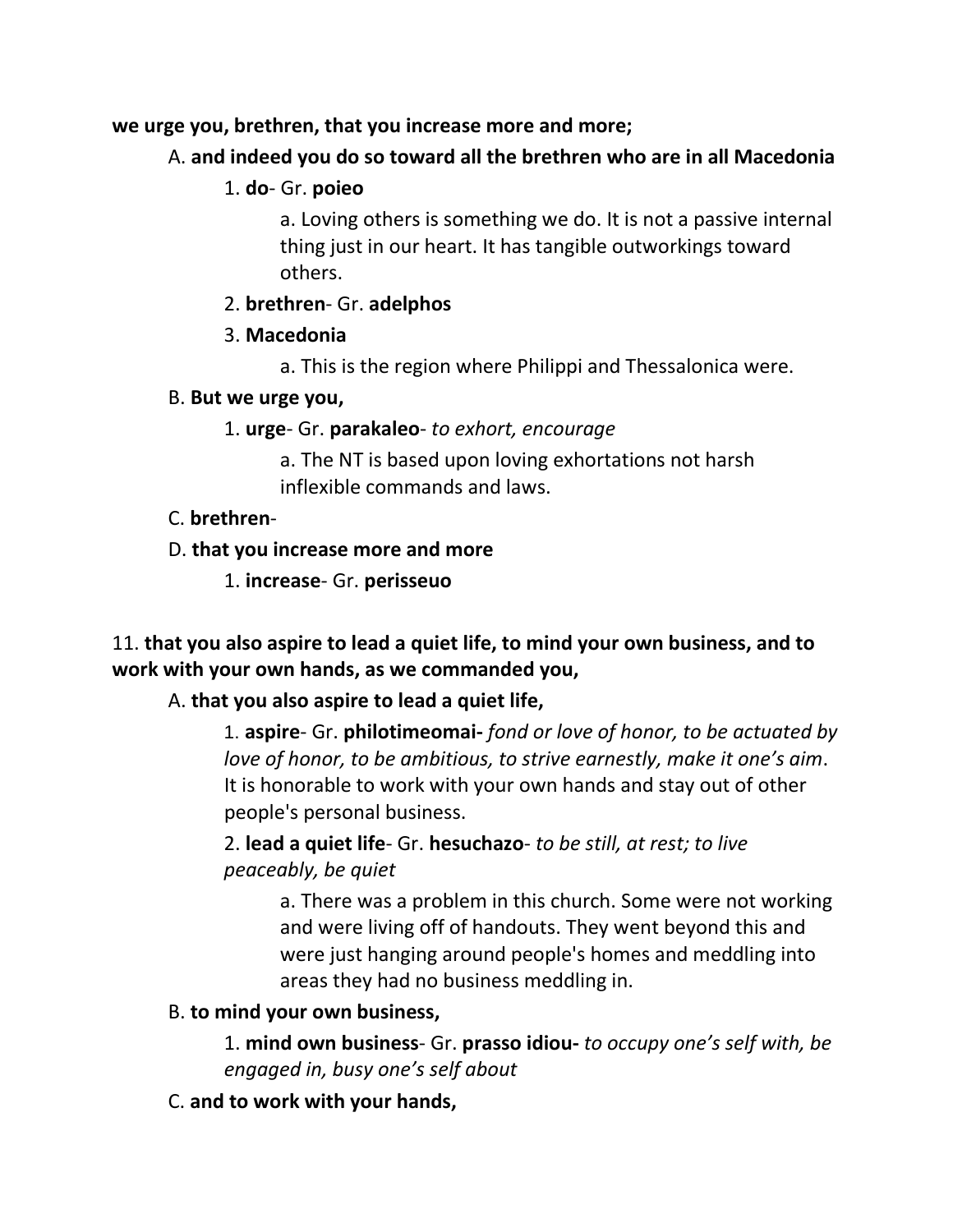**we urge you, brethren, that you increase more and more;**

A. **and indeed you do so toward all the brethren who are in all Macedonia**

1. **do**- Gr. **poieo**

a. Loving others is something we do. It is not a passive internal thing just in our heart. It has tangible outworkings toward others.

2. **brethren**- Gr. **adelphos**

3. **Macedonia**

a. This is the region where Philippi and Thessalonica were.

B. **But we urge you,**

1. **urge**- Gr. **parakaleo**- *to exhort, encourage*

a. The NT is based upon loving exhortations not harsh inflexible commands and laws.

C. **brethren**-

D. **that you increase more and more**

1. **increase**- Gr. **perisseuo**

11. **that you also aspire to lead a quiet life, to mind your own business, and to work with your own hands, as we commanded you,**

A. **that you also aspire to lead a quiet life,**

1. **aspire**- Gr. **philotimeomai-** *fond or love of honor, to be actuated by love of honor, to be ambitious, to strive earnestly, make it one's aim*. It is honorable to work with your own hands and stay out of other people's personal business.

2. **lead a quiet life**- Gr. **hesuchazo**- *to be still, at rest; to live peaceably, be quiet*

a. There was a problem in this church. Some were not working and were living off of handouts. They went beyond this and were just hanging around people's homes and meddling into areas they had no business meddling in.

B. **to mind your own business,**

1. **mind own business**- Gr. **prasso idiou-** *to occupy one's self with, be engaged in, busy one's self about*

C. **and to work with your hands,**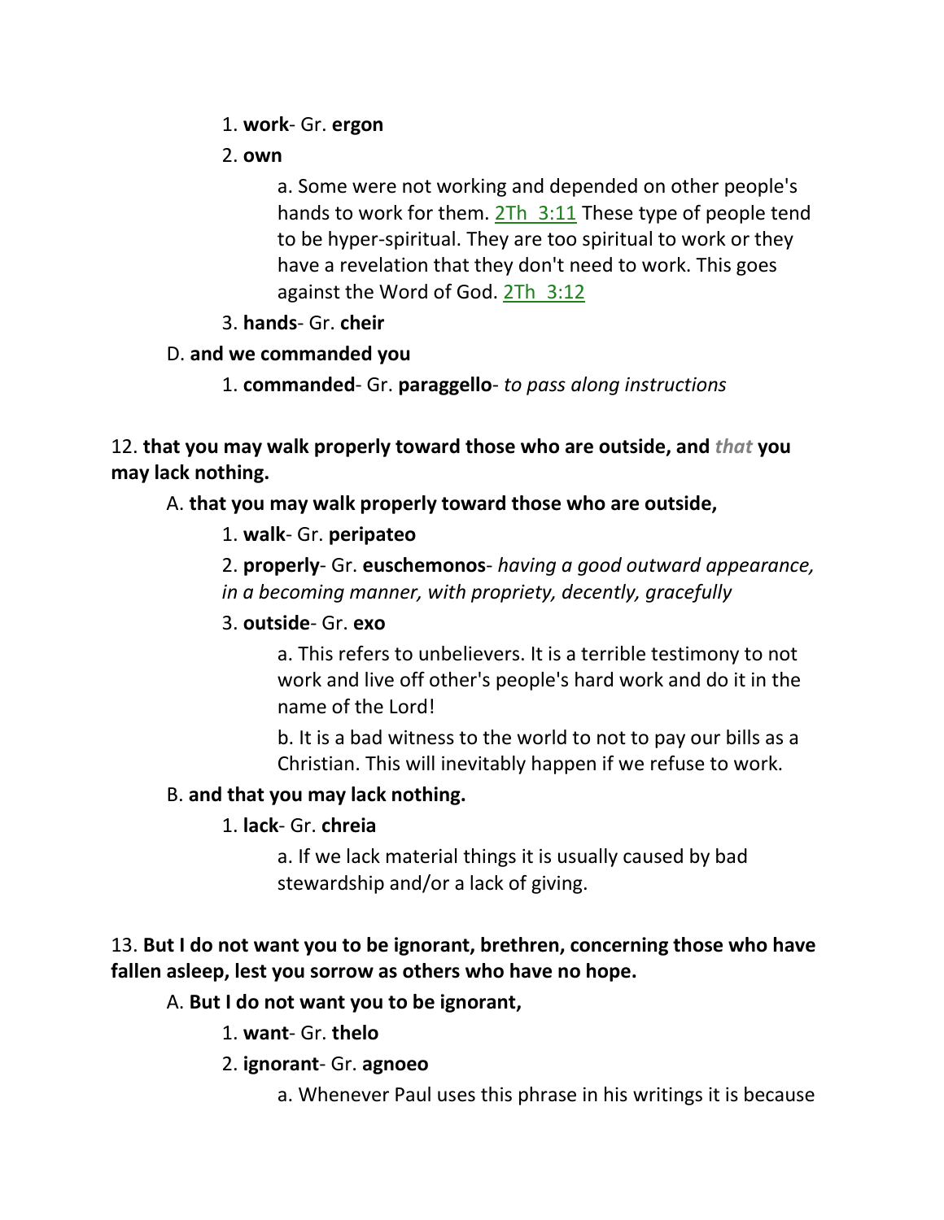1. **work**- Gr. **ergon**

2. **own**

    a. Some were not working and depended on other people's hands to work for them. 2Th 3:11 These type of people tend to be hyper-spiritual. They are too spiritual to work or they have a revelation that they don't need to work. This goes against the Word of God. 2Th 3:12

3. **hands**- Gr. **cheir**

D. **and we commanded you**

1. **commanded**- Gr. **paraggello**- *to pass along instructions*

12. **that you may walk properly toward those who are outside, and *that* you may lack nothing.**

A. **that you may walk properly toward those who are outside,**

1. **walk**- Gr. **peripateo**

2. **properly**- Gr. **euschemonos**- *having a good outward appearance, in a becoming manner, with propriety, decently, gracefully*

3. **outside**- Gr. **exo**

    a. This refers to unbelievers. It is a terrible testimony to not work and live off other's people's hard work and do it in the name of the Lord!

    b. It is a bad witness to the world to not to pay our bills as a Christian. This will inevitably happen if we refuse to work.

B. **and that you may lack nothing.**

1. **lack**- Gr. **chreia**

    a. If we lack material things it is usually caused by bad stewardship and/or a lack of giving.

13. **But I do not want you to be ignorant, brethren, concerning those who have fallen asleep, lest you sorrow as others who have no hope.**

A. **But I do not want you to be ignorant,**

1. **want**- Gr. **thelo**

2. **ignorant**- Gr. **agnoeo**

    a. Whenever Paul uses this phrase in his writings it is because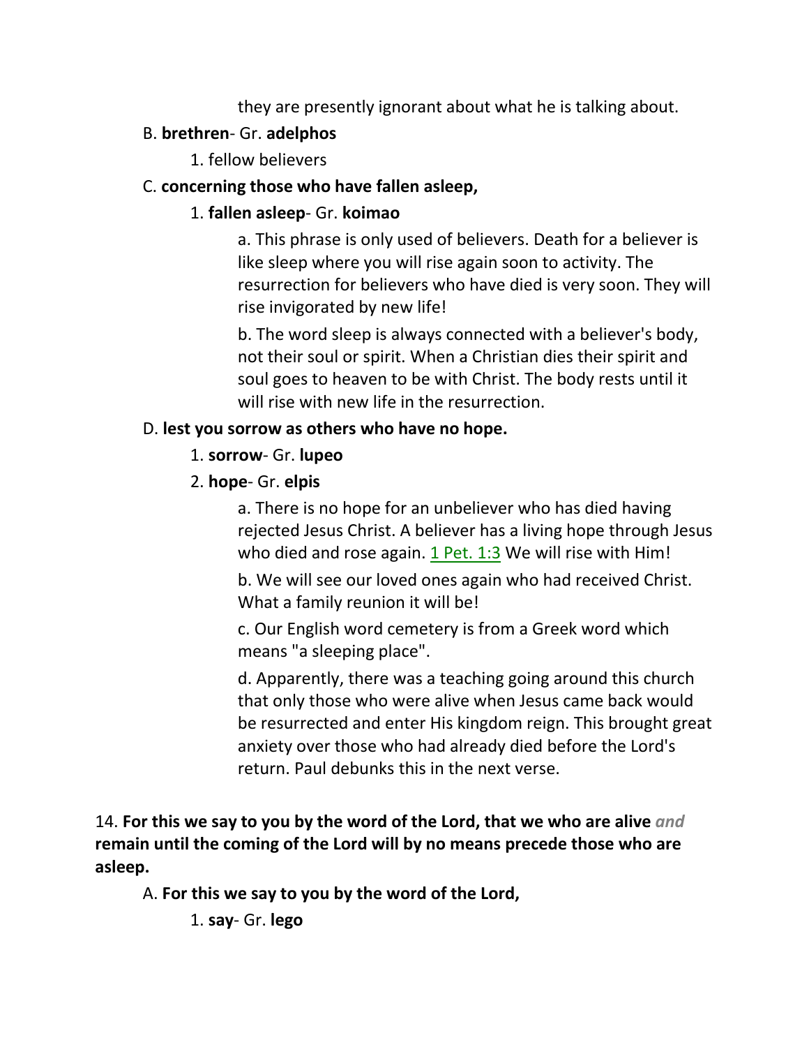they are presently ignorant about what he is talking about.

B. **brethren**- Gr. **adelphos**

1. fellow believers

C. **concerning those who have fallen asleep,**

1. **fallen asleep**- Gr. **koimao**

a. This phrase is only used of believers. Death for a believer is like sleep where you will rise again soon to activity. The resurrection for believers who have died is very soon. They will rise invigorated by new life!

b. The word sleep is always connected with a believer's body, not their soul or spirit. When a Christian dies their spirit and soul goes to heaven to be with Christ. The body rests until it will rise with new life in the resurrection.

D. **lest you sorrow as others who have no hope.**

1. **sorrow**- Gr. **lupeo**

2. **hope**- Gr. **elpis**

a. There is no hope for an unbeliever who has died having rejected Jesus Christ. A believer has a living hope through Jesus who died and rose again. 1 Pet. 1:3 We will rise with Him!

b. We will see our loved ones again who had received Christ. What a family reunion it will be!

c. Our English word cemetery is from a Greek word which means "a sleeping place".

d. Apparently, there was a teaching going around this church that only those who were alive when Jesus came back would be resurrected and enter His kingdom reign. This brought great anxiety over those who had already died before the Lord's return. Paul debunks this in the next verse.

14. **For this we say to you by the word of the Lord, that we who are alive** *and* **remain until the coming of the Lord will by no means precede those who are asleep.**

A. **For this we say to you by the word of the Lord,**

1. **say**- Gr. **lego**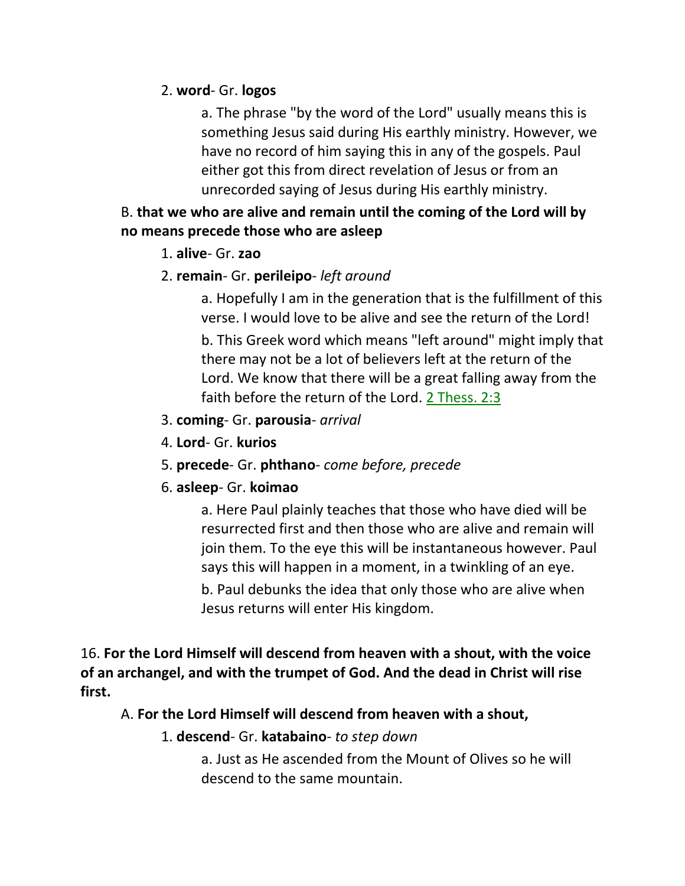2. **word**- Gr. **logos**

a. The phrase "by the word of the Lord" usually means this is something Jesus said during His earthly ministry. However, we have no record of him saying this in any of the gospels. Paul either got this from direct revelation of Jesus or from an unrecorded saying of Jesus during His earthly ministry.

B. **that we who are alive and remain until the coming of the Lord will by no means precede those who are asleep**

1. **alive**- Gr. **zao**

2. **remain**- Gr. **perileipo**- *left around*

a. Hopefully I am in the generation that is the fulfillment of this verse. I would love to be alive and see the return of the Lord!

b. This Greek word which means "left around" might imply that there may not be a lot of believers left at the return of the Lord. We know that there will be a great falling away from the faith before the return of the Lord. 2 Thess. 2:3

3. **coming**- Gr. **parousia**- *arrival*

4. **Lord**- Gr. **kurios**

5. **precede**- Gr. **phthano**- *come before, precede*

6. **asleep**- Gr. **koimao**

a. Here Paul plainly teaches that those who have died will be resurrected first and then those who are alive and remain will join them. To the eye this will be instantaneous however. Paul says this will happen in a moment, in a twinkling of an eye.

b. Paul debunks the idea that only those who are alive when Jesus returns will enter His kingdom.

16. **For the Lord Himself will descend from heaven with a shout, with the voice of an archangel, and with the trumpet of God. And the dead in Christ will rise first.**

A. **For the Lord Himself will descend from heaven with a shout,**

1. **descend**- Gr. **katabaino**- *to step down*

a. Just as He ascended from the Mount of Olives so he will descend to the same mountain.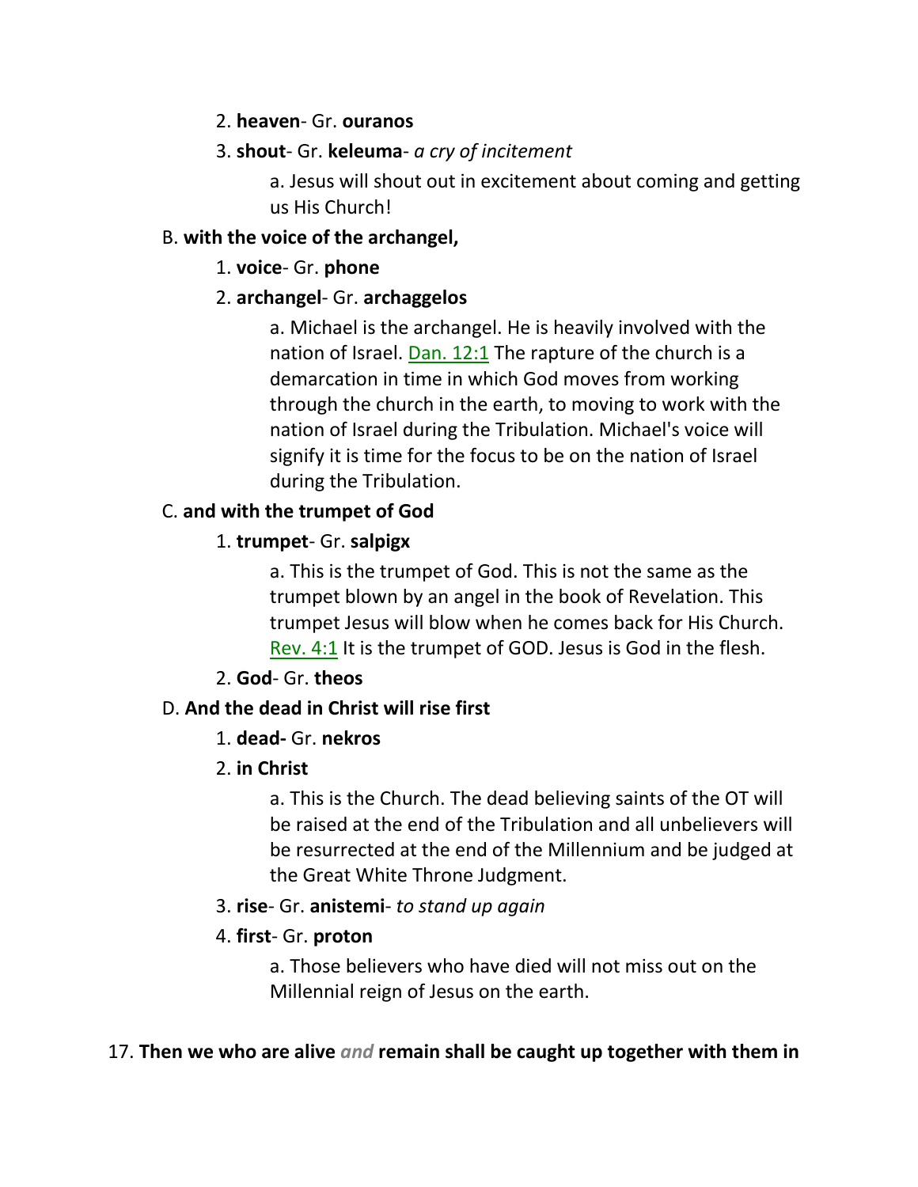2. **heaven**- Gr. **ouranos**

3. **shout**- Gr. **keleuma**- *a cry of incitement*

    a. Jesus will shout out in excitement about coming and getting us His Church!

B. **with the voice of the archangel,**

1. **voice**- Gr. **phone**

2. **archangel**- Gr. **archaggelos**

    a. Michael is the archangel. He is heavily involved with the nation of Israel. Dan. 12:1 The rapture of the church is a demarcation in time in which God moves from working through the church in the earth, to moving to work with the nation of Israel during the Tribulation. Michael's voice will signify it is time for the focus to be on the nation of Israel during the Tribulation.

C. **and with the trumpet of God**

1. **trumpet**- Gr. **salpigx**

    a. This is the trumpet of God. This is not the same as the trumpet blown by an angel in the book of Revelation. This trumpet Jesus will blow when he comes back for His Church. Rev. 4:1 It is the trumpet of GOD. Jesus is God in the flesh.

2. **God**- Gr. **theos**

D. **And the dead in Christ will rise first**

1. **dead-** Gr. **nekros**

2. **in Christ**

    a. This is the Church. The dead believing saints of the OT will be raised at the end of the Tribulation and all unbelievers will be resurrected at the end of the Millennium and be judged at the Great White Throne Judgment.

3. **rise**- Gr. **anistemi**- *to stand up again*

4. **first**- Gr. **proton**

    a. Those believers who have died will not miss out on the Millennial reign of Jesus on the earth.

17. **Then we who are alive** *and* **remain shall be caught up together with them in**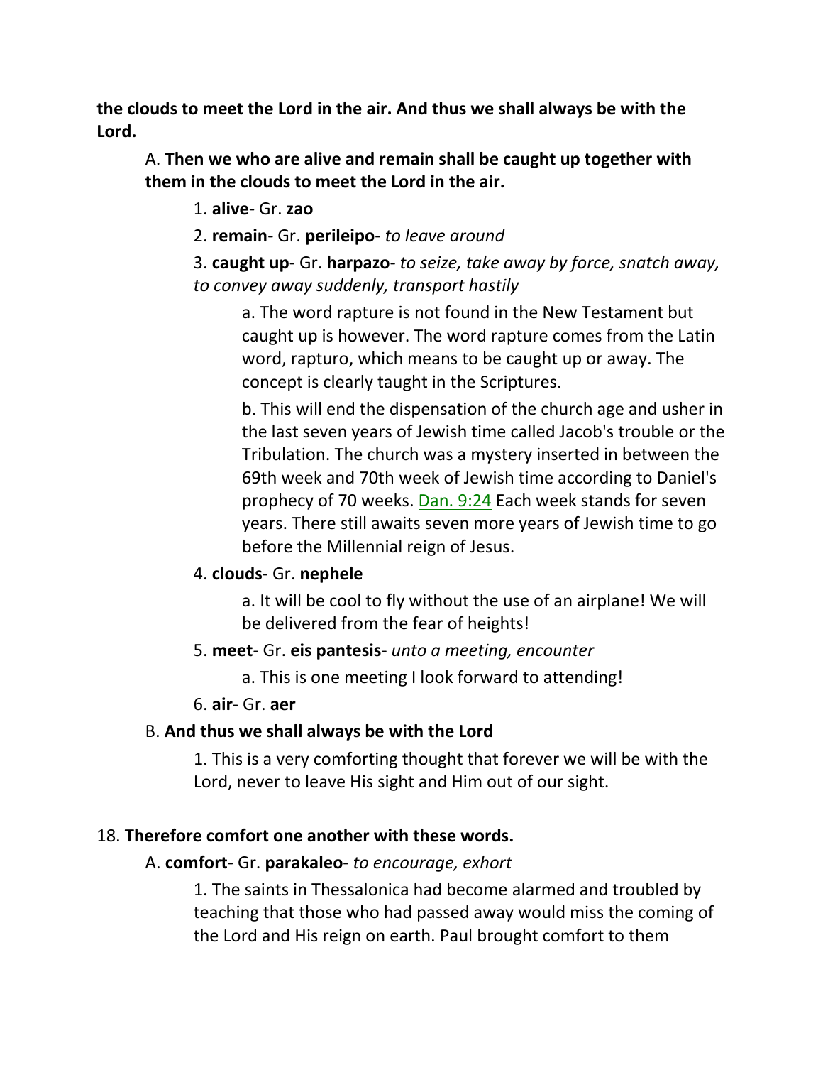**the clouds to meet the Lord in the air. And thus we shall always be with the Lord.**

A. **Then we who are alive and remain shall be caught up together with them in the clouds to meet the Lord in the air.**

1. **alive**- Gr. **zao**

2. **remain**- Gr. **perileipo**- *to leave around*

3. **caught up**- Gr. **harpazo**- *to seize, take away by force, snatch away, to convey away suddenly, transport hastily*

a. The word rapture is not found in the New Testament but caught up is however. The word rapture comes from the Latin word, rapturo, which means to be caught up or away. The concept is clearly taught in the Scriptures.

b. This will end the dispensation of the church age and usher in the last seven years of Jewish time called Jacob's trouble or the Tribulation. The church was a mystery inserted in between the 69th week and 70th week of Jewish time according to Daniel's prophecy of 70 weeks. Dan. 9:24 Each week stands for seven years. There still awaits seven more years of Jewish time to go before the Millennial reign of Jesus.

4. **clouds**- Gr. **nephele**

a. It will be cool to fly without the use of an airplane! We will be delivered from the fear of heights!

5. **meet**- Gr. **eis pantesis**- *unto a meeting, encounter*

a. This is one meeting I look forward to attending!

6. **air**- Gr. **aer**

B. **And thus we shall always be with the Lord**

1. This is a very comforting thought that forever we will be with the Lord, never to leave His sight and Him out of our sight.

18. **Therefore comfort one another with these words.**

A. **comfort**- Gr. **parakaleo**- *to encourage, exhort*

1. The saints in Thessalonica had become alarmed and troubled by teaching that those who had passed away would miss the coming of the Lord and His reign on earth. Paul brought comfort to them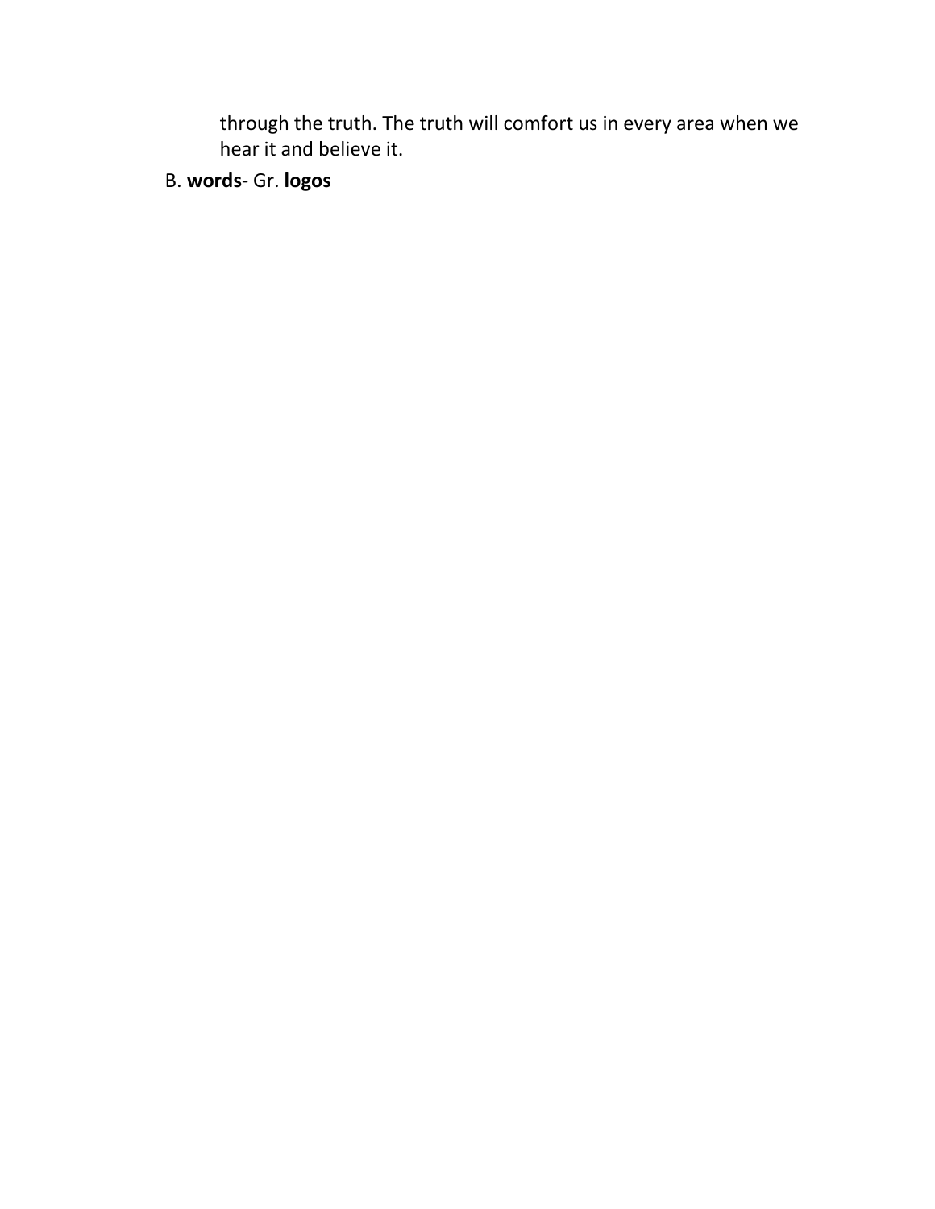through the truth. The truth will comfort us in every area when we hear it and believe it.

B. **words**- Gr. **logos**